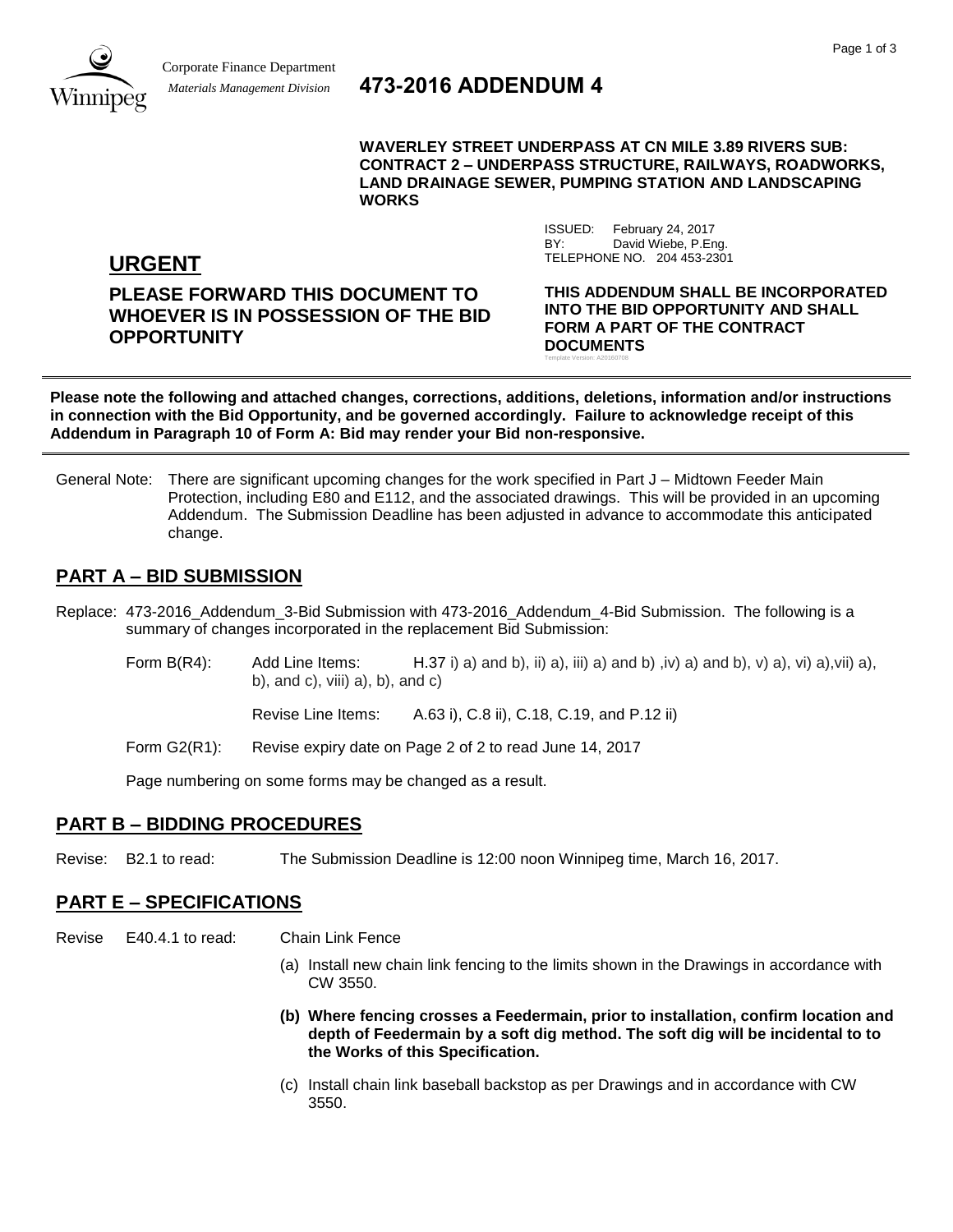Corporate Finance Department
*Materials Management Division*

# 473-2016 ADDENDUM 4

**WAVERLEY STREET UNDERPASS AT CN MILE 3.89 RIVERS SUB: CONTRACT 2 – UNDERPASS STRUCTURE, RAILWAYS, ROADWORKS, LAND DRAINAGE SEWER, PUMPING STATION AND LANDSCAPING WORKS**

ISSUED: February 24, 2017
BY: David Wiebe, P.Eng.
TELEPHONE NO. 204 453-2301

## URGENT

**PLEASE FORWARD THIS DOCUMENT TO WHOEVER IS IN POSSESSION OF THE BID OPPORTUNITY**

**THIS ADDENDUM SHALL BE INCORPORATED INTO THE BID OPPORTUNITY AND SHALL FORM A PART OF THE CONTRACT DOCUMENTS**

Template Version: A20160708

---

**Please note the following and attached changes, corrections, additions, deletions, information and/or instructions in connection with the Bid Opportunity, and be governed accordingly. Failure to acknowledge receipt of this Addendum in Paragraph 10 of Form A: Bid may render your Bid non-responsive.**

---

General Note: There are significant upcoming changes for the work specified in Part J – Midtown Feeder Main Protection, including E80 and E112, and the associated drawings. This will be provided in an upcoming Addendum. The Submission Deadline has been adjusted in advance to accommodate this anticipated change.

## PART A – BID SUBMISSION

Replace: 473-2016_Addendum_3-Bid Submission with 473-2016_Addendum_4-Bid Submission. The following is a summary of changes incorporated in the replacement Bid Submission:

Form B(R4): Add Line Items: H.37 i) a) and b), ii) a), iii) a) and b) ,iv) a) and b), v) a), vi) a),vii) a), b), and c), viii) a), b), and c)

Revise Line Items: A.63 i), C.8 ii), C.18, C.19, and P.12 ii)

Form G2(R1): Revise expiry date on Page 2 of 2 to read June 14, 2017

Page numbering on some forms may be changed as a result.

## PART B – BIDDING PROCEDURES

Revise: B2.1 to read: The Submission Deadline is 12:00 noon Winnipeg time, March 16, 2017.

## PART E – SPECIFICATIONS

Revise E40.4.1 to read: Chain Link Fence

(a) Install new chain link fencing to the limits shown in the Drawings in accordance with CW 3550.

**(b) Where fencing crosses a Feedermain, prior to installation, confirm location and depth of Feedermain by a soft dig method. The soft dig will be incidental to to the Works of this Specification.**

(c) Install chain link baseball backstop as per Drawings and in accordance with CW 3550.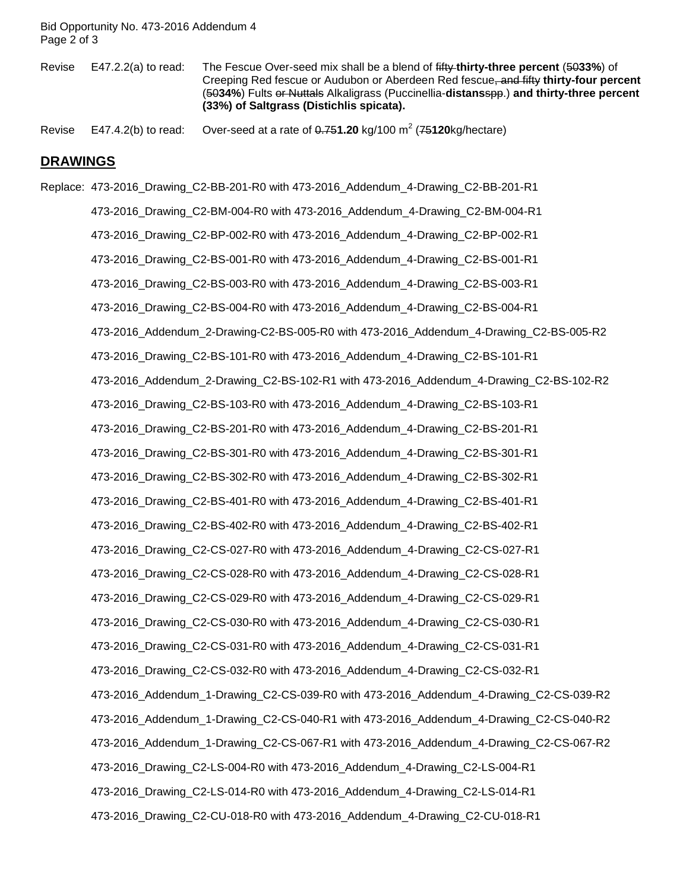Revise E47.2.2(a) to read: The Fescue Over-seed mix shall be a blend of ~~fifty~~ **thirty-three percent** (~~50~~**33%**) of Creeping Red fescue or Audubon or Aberdeen Red fescue~~, and fifty~~ **thirty-four percent** (~~50~~**34%**) Fults ~~or Nuttals~~ Alkaligrass (Puccinellia-**distans**~~spp~~.) **and thirty-three percent (33%) of Saltgrass (Distichlis spicata).**

Revise E47.4.2(b) to read: Over-seed at a rate of ~~0.75~~**1.20** kg/100 m$^2$ (~~75~~**120**kg/hectare)

## DRAWINGS

Replace:

- 473-2016_Drawing_C2-BB-201-R0 with 473-2016_Addendum_4-Drawing_C2-BB-201-R1
- 473-2016_Drawing_C2-BM-004-R0 with 473-2016_Addendum_4-Drawing_C2-BM-004-R1
- 473-2016_Drawing_C2-BP-002-R0 with 473-2016_Addendum_4-Drawing_C2-BP-002-R1
- 473-2016_Drawing_C2-BS-001-R0 with 473-2016_Addendum_4-Drawing_C2-BS-001-R1
- 473-2016_Drawing_C2-BS-003-R0 with 473-2016_Addendum_4-Drawing_C2-BS-003-R1
- 473-2016_Drawing_C2-BS-004-R0 with 473-2016_Addendum_4-Drawing_C2-BS-004-R1
- 473-2016_Addendum_2-Drawing-C2-BS-005-R0 with 473-2016_Addendum_4-Drawing_C2-BS-005-R2
- 473-2016_Drawing_C2-BS-101-R0 with 473-2016_Addendum_4-Drawing_C2-BS-101-R1
- 473-2016_Addendum_2-Drawing_C2-BS-102-R1 with 473-2016_Addendum_4-Drawing_C2-BS-102-R2
- 473-2016_Drawing_C2-BS-103-R0 with 473-2016_Addendum_4-Drawing_C2-BS-103-R1
- 473-2016_Drawing_C2-BS-201-R0 with 473-2016_Addendum_4-Drawing_C2-BS-201-R1
- 473-2016_Drawing_C2-BS-301-R0 with 473-2016_Addendum_4-Drawing_C2-BS-301-R1
- 473-2016_Drawing_C2-BS-302-R0 with 473-2016_Addendum_4-Drawing_C2-BS-302-R1
- 473-2016_Drawing_C2-BS-401-R0 with 473-2016_Addendum_4-Drawing_C2-BS-401-R1
- 473-2016_Drawing_C2-BS-402-R0 with 473-2016_Addendum_4-Drawing_C2-BS-402-R1
- 473-2016_Drawing_C2-CS-027-R0 with 473-2016_Addendum_4-Drawing_C2-CS-027-R1
- 473-2016_Drawing_C2-CS-028-R0 with 473-2016_Addendum_4-Drawing_C2-CS-028-R1
- 473-2016_Drawing_C2-CS-029-R0 with 473-2016_Addendum_4-Drawing_C2-CS-029-R1
- 473-2016_Drawing_C2-CS-030-R0 with 473-2016_Addendum_4-Drawing_C2-CS-030-R1
- 473-2016_Drawing_C2-CS-031-R0 with 473-2016_Addendum_4-Drawing_C2-CS-031-R1
- 473-2016_Drawing_C2-CS-032-R0 with 473-2016_Addendum_4-Drawing_C2-CS-032-R1
- 473-2016_Addendum_1-Drawing_C2-CS-039-R0 with 473-2016_Addendum_4-Drawing_C2-CS-039-R2
- 473-2016_Addendum_1-Drawing_C2-CS-040-R1 with 473-2016_Addendum_4-Drawing_C2-CS-040-R2
- 473-2016_Addendum_1-Drawing_C2-CS-067-R1 with 473-2016_Addendum_4-Drawing_C2-CS-067-R2
- 473-2016_Drawing_C2-LS-004-R0 with 473-2016_Addendum_4-Drawing_C2-LS-004-R1
- 473-2016_Drawing_C2-LS-014-R0 with 473-2016_Addendum_4-Drawing_C2-LS-014-R1
- 473-2016_Drawing_C2-CU-018-R0 with 473-2016_Addendum_4-Drawing_C2-CU-018-R1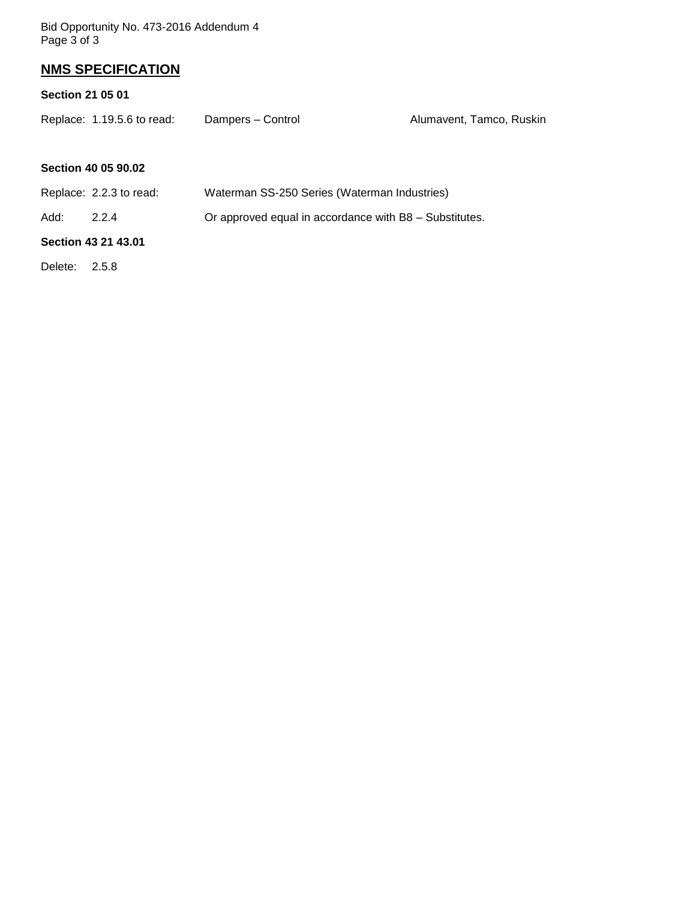## NMS SPECIFICATION

**Section 21 05 01**

Replace: 1.19.5.6 to read: Dampers – Control Alumavent, Tamco, Ruskin

**Section 40 05 90.02**

Replace: 2.2.3 to read: Waterman SS-250 Series (Waterman Industries)

Add: 2.2.4 Or approved equal in accordance with B8 – Substitutes.

**Section 43 21 43.01**

Delete: 2.5.8